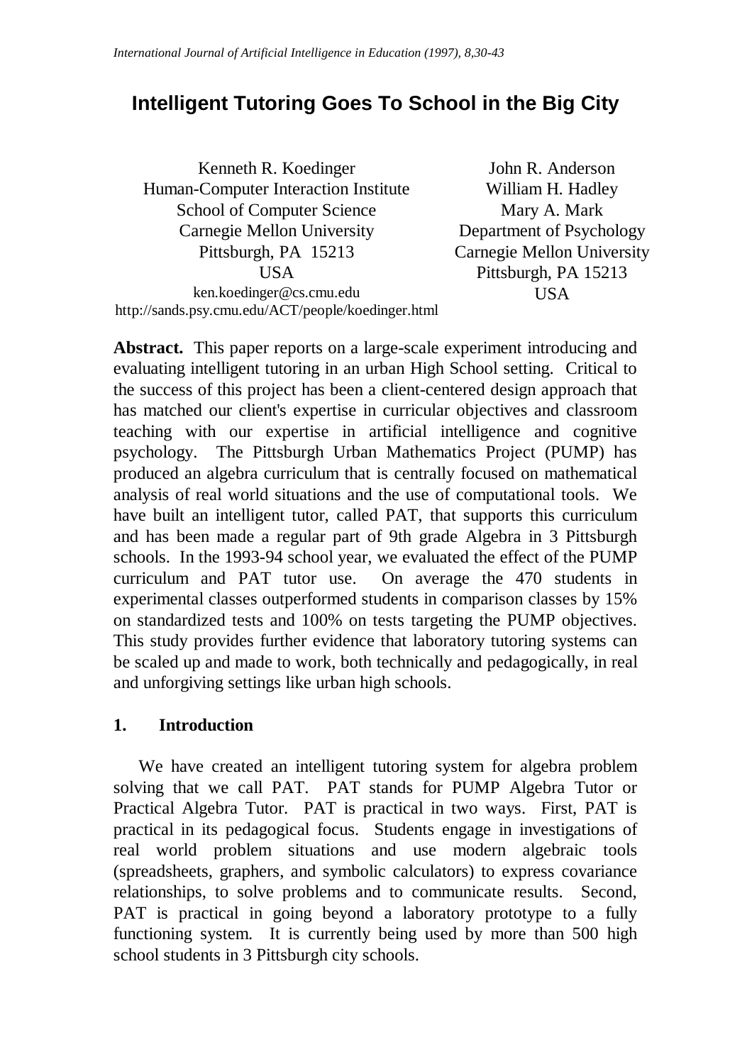*International Journal of Artificial Intelligence in Education (1997), 8,30-43*

# Intelligent Tutoring Goes To School in the Big City

Kenneth R. Koedinger
Human-Computer Interaction Institute
School of Computer Science
Carnegie Mellon University
Pittsburgh, PA 15213
USA
ken.koedinger@cs.cmu.edu
http://sands.psy.cmu.edu/ACT/people/koedinger.html

John R. Anderson
William H. Hadley
Mary A. Mark
Department of Psychology
Carnegie Mellon University
Pittsburgh, PA 15213
USA

**Abstract.** This paper reports on a large-scale experiment introducing and evaluating intelligent tutoring in an urban High School setting. Critical to the success of this project has been a client-centered design approach that has matched our client's expertise in curricular objectives and classroom teaching with our expertise in artificial intelligence and cognitive psychology. The Pittsburgh Urban Mathematics Project (PUMP) has produced an algebra curriculum that is centrally focused on mathematical analysis of real world situations and the use of computational tools. We have built an intelligent tutor, called PAT, that supports this curriculum and has been made a regular part of 9th grade Algebra in 3 Pittsburgh schools. In the 1993-94 school year, we evaluated the effect of the PUMP curriculum and PAT tutor use. On average the 470 students in experimental classes outperformed students in comparison classes by 15% on standardized tests and 100% on tests targeting the PUMP objectives. This study provides further evidence that laboratory tutoring systems can be scaled up and made to work, both technically and pedagogically, in real and unforgiving settings like urban high schools.

## 1. Introduction

We have created an intelligent tutoring system for algebra problem solving that we call PAT. PAT stands for PUMP Algebra Tutor or Practical Algebra Tutor. PAT is practical in two ways. First, PAT is practical in its pedagogical focus. Students engage in investigations of real world problem situations and use modern algebraic tools (spreadsheets, graphers, and symbolic calculators) to express covariance relationships, to solve problems and to communicate results. Second, PAT is practical in going beyond a laboratory prototype to a fully functioning system. It is currently being used by more than 500 high school students in 3 Pittsburgh city schools.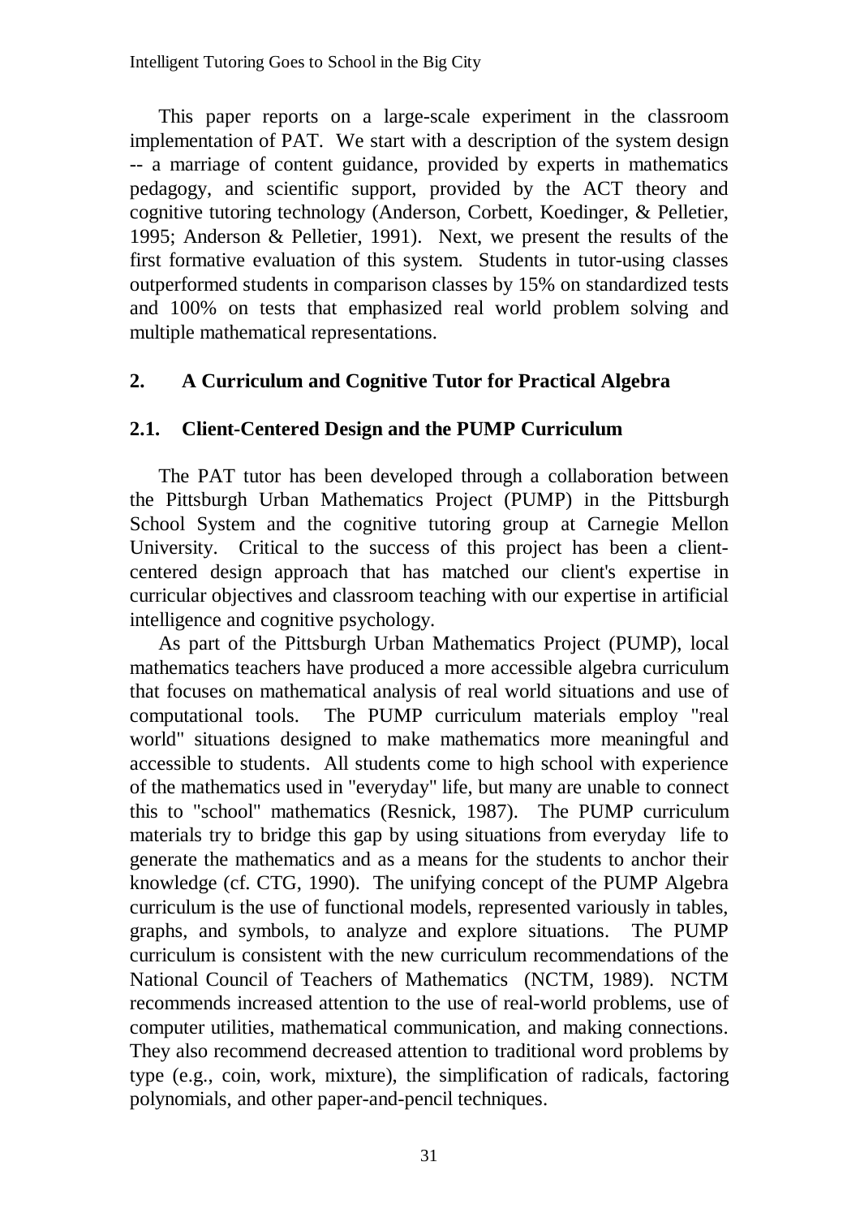This paper reports on a large-scale experiment in the classroom implementation of PAT. We start with a description of the system design -- a marriage of content guidance, provided by experts in mathematics pedagogy, and scientific support, provided by the ACT theory and cognitive tutoring technology (Anderson, Corbett, Koedinger, & Pelletier, 1995; Anderson & Pelletier, 1991). Next, we present the results of the first formative evaluation of this system. Students in tutor-using classes outperformed students in comparison classes by 15% on standardized tests and 100% on tests that emphasized real world problem solving and multiple mathematical representations.

## 2. A Curriculum and Cognitive Tutor for Practical Algebra

### 2.1. Client-Centered Design and the PUMP Curriculum

The PAT tutor has been developed through a collaboration between the Pittsburgh Urban Mathematics Project (PUMP) in the Pittsburgh School System and the cognitive tutoring group at Carnegie Mellon University. Critical to the success of this project has been a client-centered design approach that has matched our client's expertise in curricular objectives and classroom teaching with our expertise in artificial intelligence and cognitive psychology.

As part of the Pittsburgh Urban Mathematics Project (PUMP), local mathematics teachers have produced a more accessible algebra curriculum that focuses on mathematical analysis of real world situations and use of computational tools. The PUMP curriculum materials employ "real world" situations designed to make mathematics more meaningful and accessible to students. All students come to high school with experience of the mathematics used in "everyday" life, but many are unable to connect this to "school" mathematics (Resnick, 1987). The PUMP curriculum materials try to bridge this gap by using situations from everyday life to generate the mathematics and as a means for the students to anchor their knowledge (cf. CTG, 1990). The unifying concept of the PUMP Algebra curriculum is the use of functional models, represented variously in tables, graphs, and symbols, to analyze and explore situations. The PUMP curriculum is consistent with the new curriculum recommendations of the National Council of Teachers of Mathematics (NCTM, 1989). NCTM recommends increased attention to the use of real-world problems, use of computer utilities, mathematical communication, and making connections. They also recommend decreased attention to traditional word problems by type (e.g., coin, work, mixture), the simplification of radicals, factoring polynomials, and other paper-and-pencil techniques.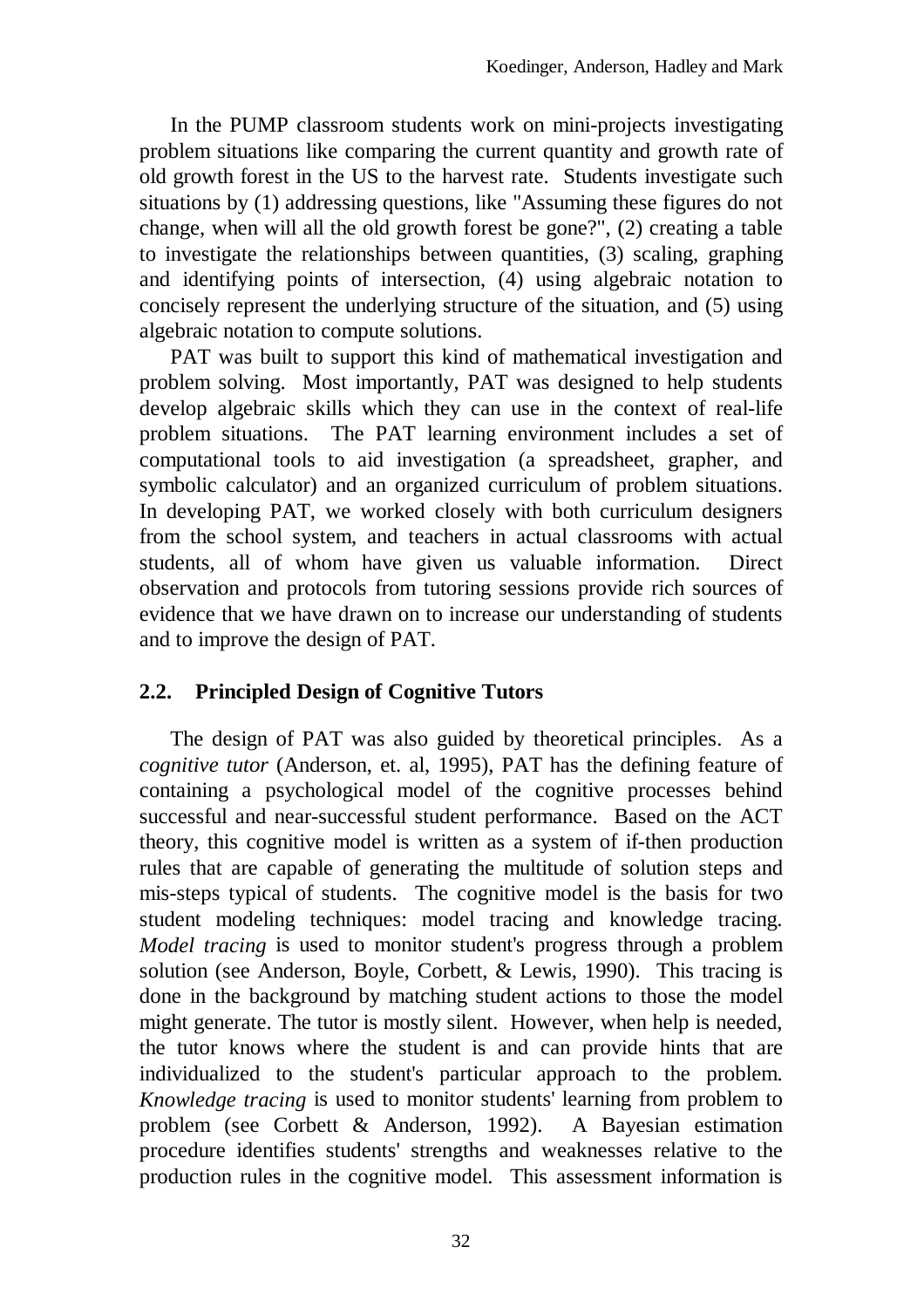In the PUMP classroom students work on mini-projects investigating problem situations like comparing the current quantity and growth rate of old growth forest in the US to the harvest rate. Students investigate such situations by (1) addressing questions, like "Assuming these figures do not change, when will all the old growth forest be gone?", (2) creating a table to investigate the relationships between quantities, (3) scaling, graphing and identifying points of intersection, (4) using algebraic notation to concisely represent the underlying structure of the situation, and (5) using algebraic notation to compute solutions.

PAT was built to support this kind of mathematical investigation and problem solving. Most importantly, PAT was designed to help students develop algebraic skills which they can use in the context of real-life problem situations. The PAT learning environment includes a set of computational tools to aid investigation (a spreadsheet, grapher, and symbolic calculator) and an organized curriculum of problem situations. In developing PAT, we worked closely with both curriculum designers from the school system, and teachers in actual classrooms with actual students, all of whom have given us valuable information. Direct observation and protocols from tutoring sessions provide rich sources of evidence that we have drawn on to increase our understanding of students and to improve the design of PAT.

## 2.2. Principled Design of Cognitive Tutors

The design of PAT was also guided by theoretical principles. As a *cognitive tutor* (Anderson, et. al, 1995), PAT has the defining feature of containing a psychological model of the cognitive processes behind successful and near-successful student performance. Based on the ACT theory, this cognitive model is written as a system of if-then production rules that are capable of generating the multitude of solution steps and mis-steps typical of students. The cognitive model is the basis for two student modeling techniques: model tracing and knowledge tracing. *Model tracing* is used to monitor student's progress through a problem solution (see Anderson, Boyle, Corbett, & Lewis, 1990). This tracing is done in the background by matching student actions to those the model might generate. The tutor is mostly silent. However, when help is needed, the tutor knows where the student is and can provide hints that are individualized to the student's particular approach to the problem. *Knowledge tracing* is used to monitor students' learning from problem to problem (see Corbett & Anderson, 1992). A Bayesian estimation procedure identifies students' strengths and weaknesses relative to the production rules in the cognitive model. This assessment information is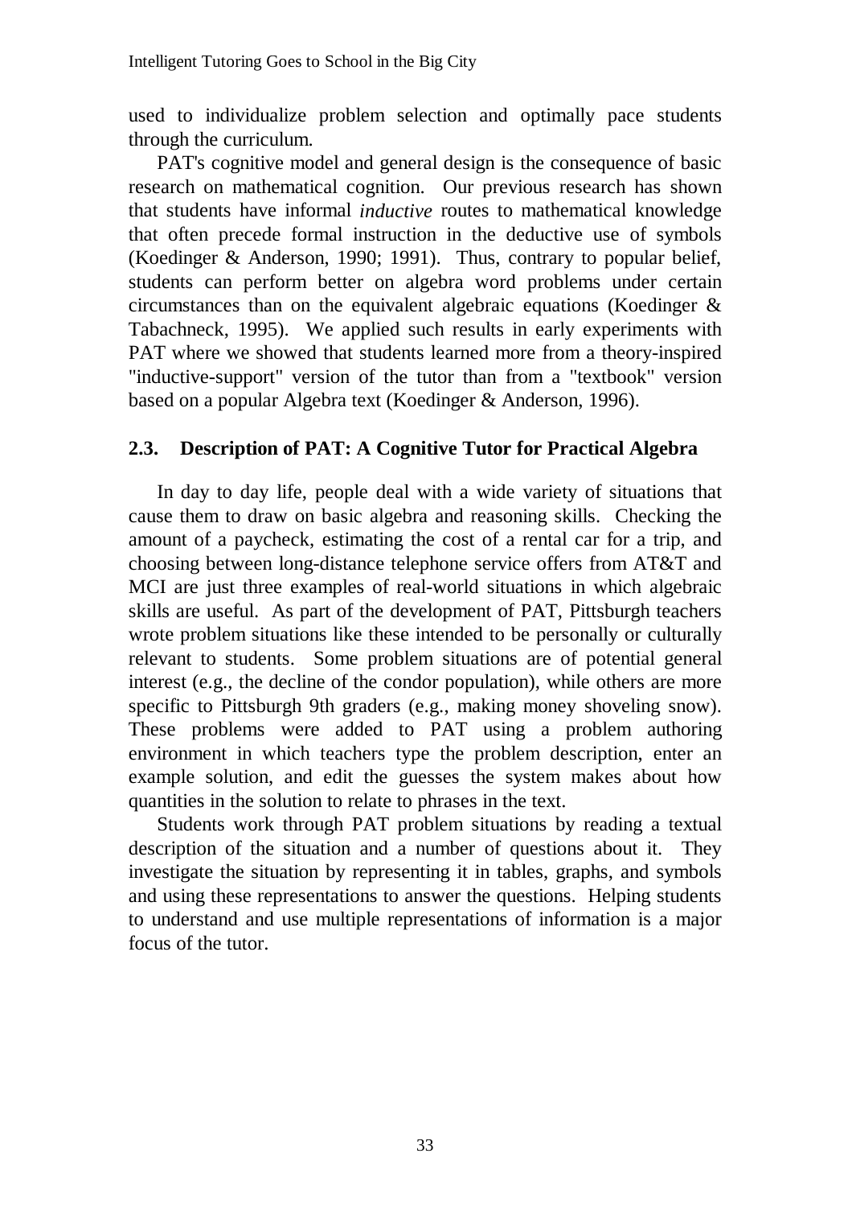used to individualize problem selection and optimally pace students through the curriculum.

PAT's cognitive model and general design is the consequence of basic research on mathematical cognition. Our previous research has shown that students have informal *inductive* routes to mathematical knowledge that often precede formal instruction in the deductive use of symbols (Koedinger & Anderson, 1990; 1991). Thus, contrary to popular belief, students can perform better on algebra word problems under certain circumstances than on the equivalent algebraic equations (Koedinger & Tabachneck, 1995). We applied such results in early experiments with PAT where we showed that students learned more from a theory-inspired "inductive-support" version of the tutor than from a "textbook" version based on a popular Algebra text (Koedinger & Anderson, 1996).

## 2.3. Description of PAT: A Cognitive Tutor for Practical Algebra

In day to day life, people deal with a wide variety of situations that cause them to draw on basic algebra and reasoning skills. Checking the amount of a paycheck, estimating the cost of a rental car for a trip, and choosing between long-distance telephone service offers from AT&T and MCI are just three examples of real-world situations in which algebraic skills are useful. As part of the development of PAT, Pittsburgh teachers wrote problem situations like these intended to be personally or culturally relevant to students. Some problem situations are of potential general interest (e.g., the decline of the condor population), while others are more specific to Pittsburgh 9th graders (e.g., making money shoveling snow). These problems were added to PAT using a problem authoring environment in which teachers type the problem description, enter an example solution, and edit the guesses the system makes about how quantities in the solution to relate to phrases in the text.

Students work through PAT problem situations by reading a textual description of the situation and a number of questions about it. They investigate the situation by representing it in tables, graphs, and symbols and using these representations to answer the questions. Helping students to understand and use multiple representations of information is a major focus of the tutor.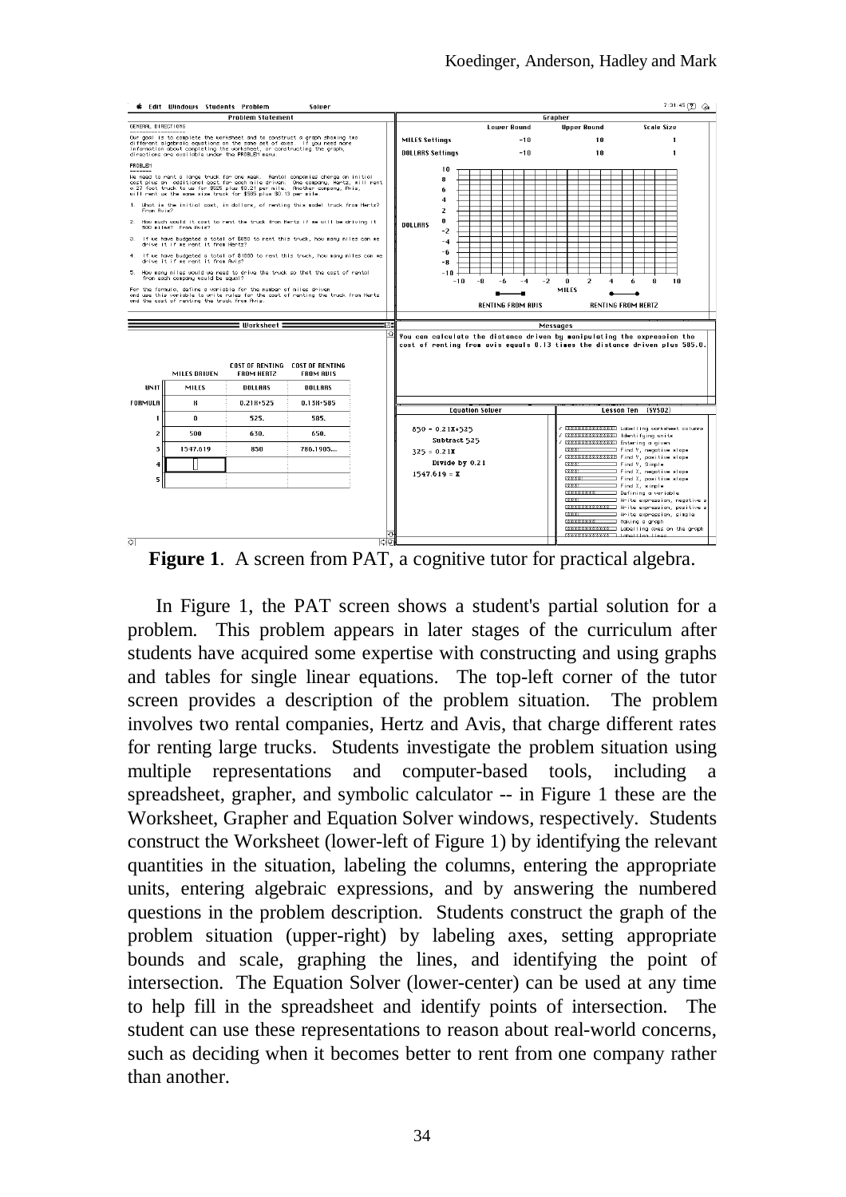**Figure 1**. A screen from PAT, a cognitive tutor for practical algebra.

In Figure 1, the PAT screen shows a student's partial solution for a problem. This problem appears in later stages of the curriculum after students have acquired some expertise with constructing and using graphs and tables for single linear equations. The top-left corner of the tutor screen provides a description of the problem situation. The problem involves two rental companies, Hertz and Avis, that charge different rates for renting large trucks. Students investigate the problem situation using multiple representations and computer-based tools, including a spreadsheet, grapher, and symbolic calculator -- in Figure 1 these are the Worksheet, Grapher and Equation Solver windows, respectively. Students construct the Worksheet (lower-left of Figure 1) by identifying the relevant quantities in the situation, labeling the columns, entering the appropriate units, entering algebraic expressions, and by answering the numbered questions in the problem description. Students construct the graph of the problem situation (upper-right) by labeling axes, setting appropriate bounds and scale, graphing the lines, and identifying the point of intersection. The Equation Solver (lower-center) can be used at any time to help fill in the spreadsheet and identify points of intersection. The student can use these representations to reason about real-world concerns, such as deciding when it becomes better to rent from one company rather than another.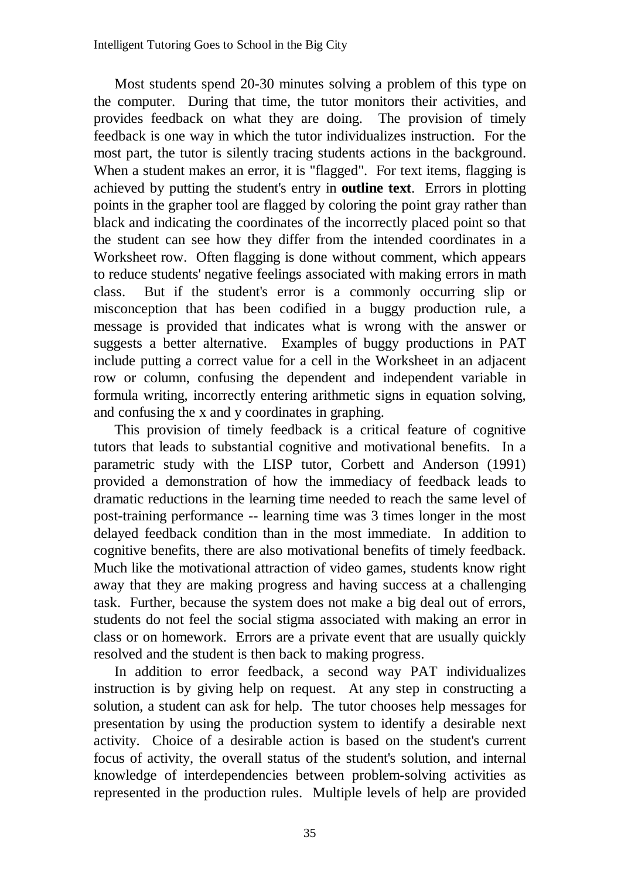Most students spend 20-30 minutes solving a problem of this type on the computer. During that time, the tutor monitors their activities, and provides feedback on what they are doing. The provision of timely feedback is one way in which the tutor individualizes instruction. For the most part, the tutor is silently tracing students actions in the background. When a student makes an error, it is "flagged". For text items, flagging is achieved by putting the student's entry in **outline text**. Errors in plotting points in the grapher tool are flagged by coloring the point gray rather than black and indicating the coordinates of the incorrectly placed point so that the student can see how they differ from the intended coordinates in a Worksheet row. Often flagging is done without comment, which appears to reduce students' negative feelings associated with making errors in math class. But if the student's error is a commonly occurring slip or misconception that has been codified in a buggy production rule, a message is provided that indicates what is wrong with the answer or suggests a better alternative. Examples of buggy productions in PAT include putting a correct value for a cell in the Worksheet in an adjacent row or column, confusing the dependent and independent variable in formula writing, incorrectly entering arithmetic signs in equation solving, and confusing the x and y coordinates in graphing.

This provision of timely feedback is a critical feature of cognitive tutors that leads to substantial cognitive and motivational benefits. In a parametric study with the LISP tutor, Corbett and Anderson (1991) provided a demonstration of how the immediacy of feedback leads to dramatic reductions in the learning time needed to reach the same level of post-training performance -- learning time was 3 times longer in the most delayed feedback condition than in the most immediate. In addition to cognitive benefits, there are also motivational benefits of timely feedback. Much like the motivational attraction of video games, students know right away that they are making progress and having success at a challenging task. Further, because the system does not make a big deal out of errors, students do not feel the social stigma associated with making an error in class or on homework. Errors are a private event that are usually quickly resolved and the student is then back to making progress.

In addition to error feedback, a second way PAT individualizes instruction is by giving help on request. At any step in constructing a solution, a student can ask for help. The tutor chooses help messages for presentation by using the production system to identify a desirable next activity. Choice of a desirable action is based on the student's current focus of activity, the overall status of the student's solution, and internal knowledge of interdependencies between problem-solving activities as represented in the production rules. Multiple levels of help are provided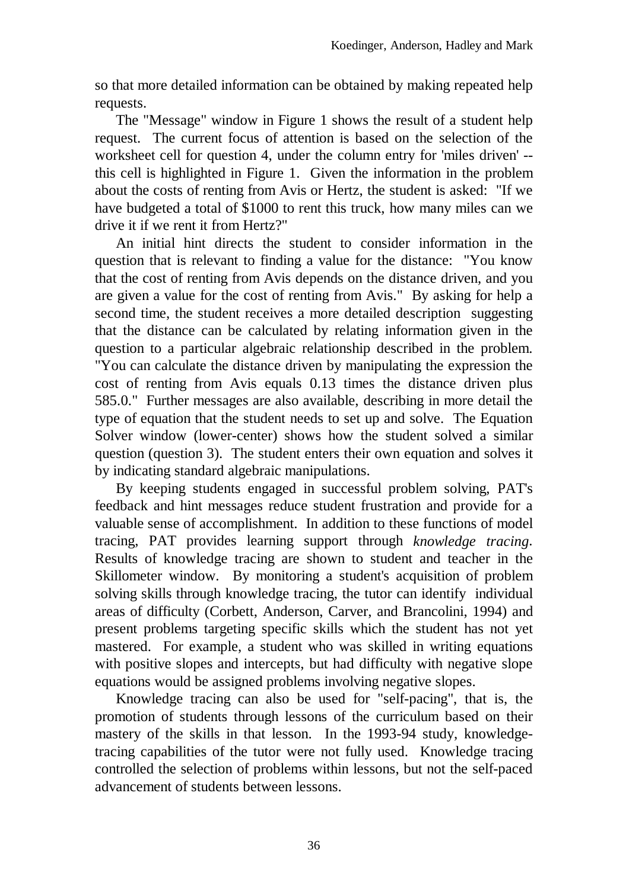so that more detailed information can be obtained by making repeated help requests.

The "Message" window in Figure 1 shows the result of a student help request. The current focus of attention is based on the selection of the worksheet cell for question 4, under the column entry for 'miles driven' -- this cell is highlighted in Figure 1. Given the information in the problem about the costs of renting from Avis or Hertz, the student is asked: "If we have budgeted a total of $1000 to rent this truck, how many miles can we drive it if we rent it from Hertz?"

An initial hint directs the student to consider information in the question that is relevant to finding a value for the distance: "You know that the cost of renting from Avis depends on the distance driven, and you are given a value for the cost of renting from Avis." By asking for help a second time, the student receives a more detailed description suggesting that the distance can be calculated by relating information given in the question to a particular algebraic relationship described in the problem. "You can calculate the distance driven by manipulating the expression the cost of renting from Avis equals 0.13 times the distance driven plus 585.0." Further messages are also available, describing in more detail the type of equation that the student needs to set up and solve. The Equation Solver window (lower-center) shows how the student solved a similar question (question 3). The student enters their own equation and solves it by indicating standard algebraic manipulations.

By keeping students engaged in successful problem solving, PAT's feedback and hint messages reduce student frustration and provide for a valuable sense of accomplishment. In addition to these functions of model tracing, PAT provides learning support through *knowledge tracing*. Results of knowledge tracing are shown to student and teacher in the Skillometer window. By monitoring a student's acquisition of problem solving skills through knowledge tracing, the tutor can identify individual areas of difficulty (Corbett, Anderson, Carver, and Brancolini, 1994) and present problems targeting specific skills which the student has not yet mastered. For example, a student who was skilled in writing equations with positive slopes and intercepts, but had difficulty with negative slope equations would be assigned problems involving negative slopes.

Knowledge tracing can also be used for "self-pacing", that is, the promotion of students through lessons of the curriculum based on their mastery of the skills in that lesson. In the 1993-94 study, knowledge-tracing capabilities of the tutor were not fully used. Knowledge tracing controlled the selection of problems within lessons, but not the self-paced advancement of students between lessons.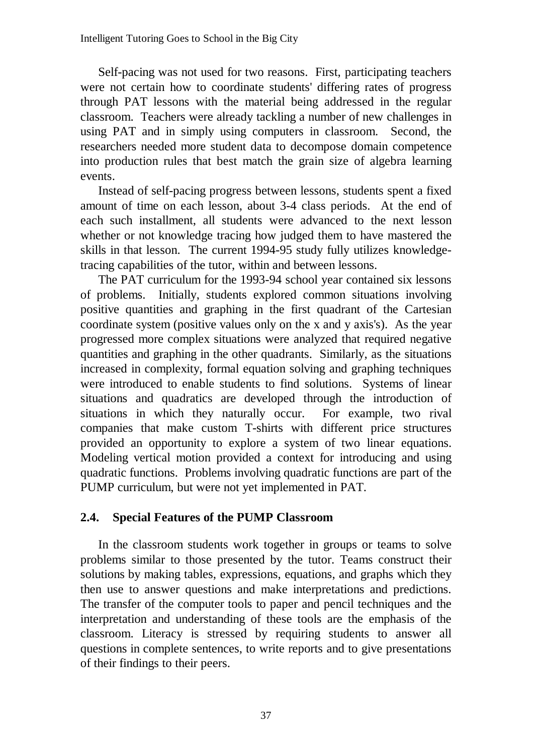Self-pacing was not used for two reasons. First, participating teachers were not certain how to coordinate students' differing rates of progress through PAT lessons with the material being addressed in the regular classroom. Teachers were already tackling a number of new challenges in using PAT and in simply using computers in classroom. Second, the researchers needed more student data to decompose domain competence into production rules that best match the grain size of algebra learning events.

Instead of self-pacing progress between lessons, students spent a fixed amount of time on each lesson, about 3-4 class periods. At the end of each such installment, all students were advanced to the next lesson whether or not knowledge tracing how judged them to have mastered the skills in that lesson. The current 1994-95 study fully utilizes knowledge-tracing capabilities of the tutor, within and between lessons.

The PAT curriculum for the 1993-94 school year contained six lessons of problems. Initially, students explored common situations involving positive quantities and graphing in the first quadrant of the Cartesian coordinate system (positive values only on the x and y axis's). As the year progressed more complex situations were analyzed that required negative quantities and graphing in the other quadrants. Similarly, as the situations increased in complexity, formal equation solving and graphing techniques were introduced to enable students to find solutions. Systems of linear situations and quadratics are developed through the introduction of situations in which they naturally occur. For example, two rival companies that make custom T-shirts with different price structures provided an opportunity to explore a system of two linear equations. Modeling vertical motion provided a context for introducing and using quadratic functions. Problems involving quadratic functions are part of the PUMP curriculum, but were not yet implemented in PAT.

## 2.4. Special Features of the PUMP Classroom

In the classroom students work together in groups or teams to solve problems similar to those presented by the tutor. Teams construct their solutions by making tables, expressions, equations, and graphs which they then use to answer questions and make interpretations and predictions. The transfer of the computer tools to paper and pencil techniques and the interpretation and understanding of these tools are the emphasis of the classroom. Literacy is stressed by requiring students to answer all questions in complete sentences, to write reports and to give presentations of their findings to their peers.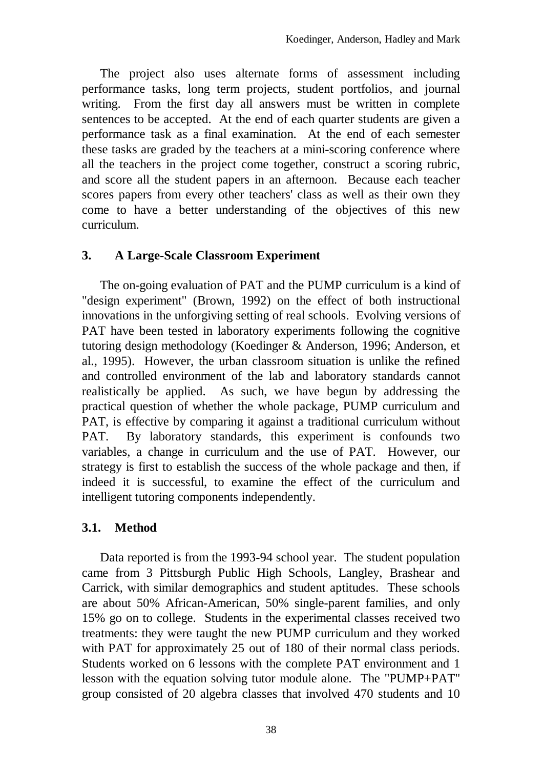The project also uses alternate forms of assessment including performance tasks, long term projects, student portfolios, and journal writing. From the first day all answers must be written in complete sentences to be accepted. At the end of each quarter students are given a performance task as a final examination. At the end of each semester these tasks are graded by the teachers at a mini-scoring conference where all the teachers in the project come together, construct a scoring rubric, and score all the student papers in an afternoon. Because each teacher scores papers from every other teachers' class as well as their own they come to have a better understanding of the objectives of this new curriculum.

## 3. A Large-Scale Classroom Experiment

The on-going evaluation of PAT and the PUMP curriculum is a kind of "design experiment" (Brown, 1992) on the effect of both instructional innovations in the unforgiving setting of real schools. Evolving versions of PAT have been tested in laboratory experiments following the cognitive tutoring design methodology (Koedinger & Anderson, 1996; Anderson, et al., 1995). However, the urban classroom situation is unlike the refined and controlled environment of the lab and laboratory standards cannot realistically be applied. As such, we have begun by addressing the practical question of whether the whole package, PUMP curriculum and PAT, is effective by comparing it against a traditional curriculum without PAT. By laboratory standards, this experiment is confounds two variables, a change in curriculum and the use of PAT. However, our strategy is first to establish the success of the whole package and then, if indeed it is successful, to examine the effect of the curriculum and intelligent tutoring components independently.

### 3.1. Method

Data reported is from the 1993-94 school year. The student population came from 3 Pittsburgh Public High Schools, Langley, Brashear and Carrick, with similar demographics and student aptitudes. These schools are about 50% African-American, 50% single-parent families, and only 15% go on to college. Students in the experimental classes received two treatments: they were taught the new PUMP curriculum and they worked with PAT for approximately 25 out of 180 of their normal class periods. Students worked on 6 lessons with the complete PAT environment and 1 lesson with the equation solving tutor module alone. The "PUMP+PAT" group consisted of 20 algebra classes that involved 470 students and 10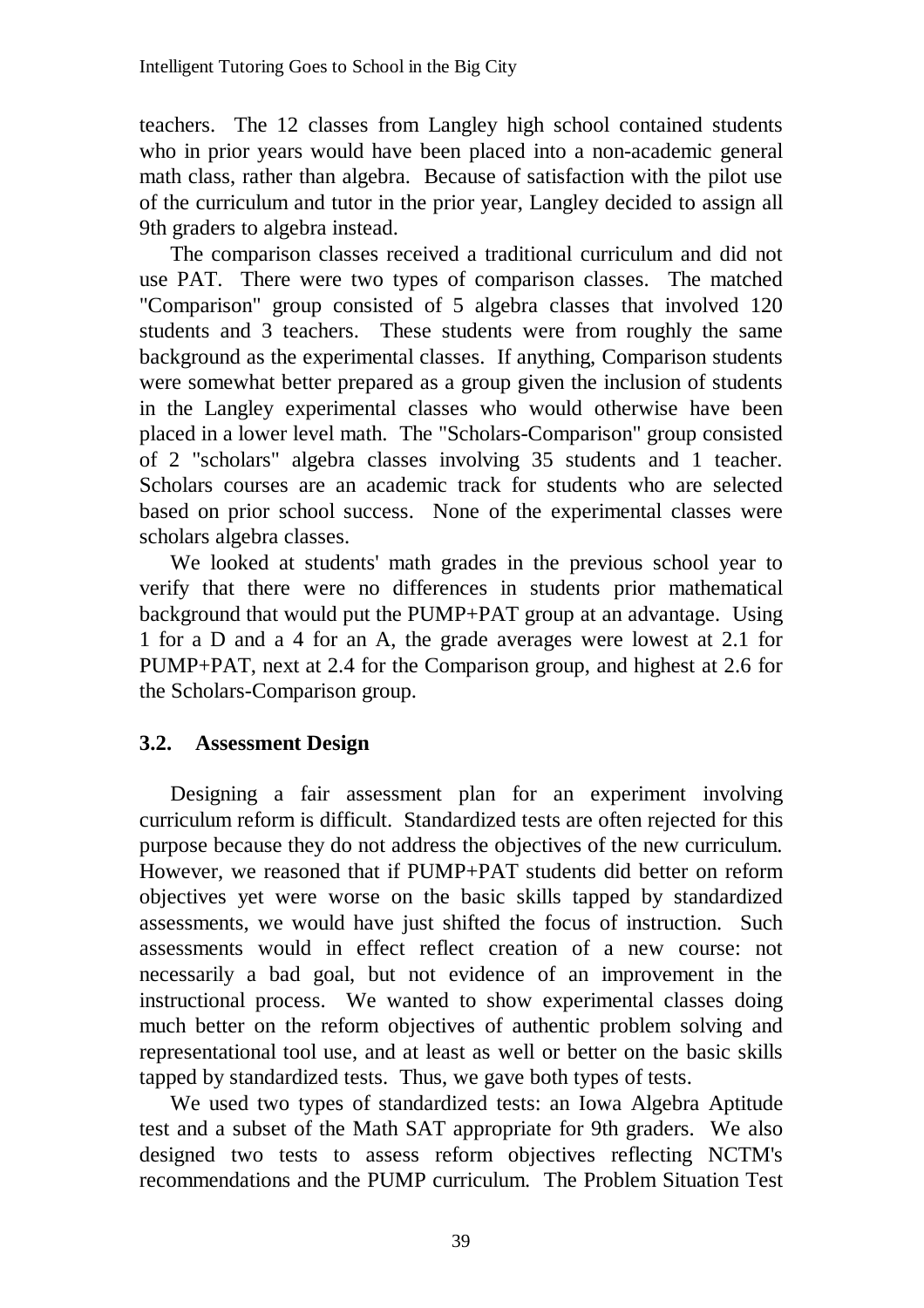teachers. The 12 classes from Langley high school contained students who in prior years would have been placed into a non-academic general math class, rather than algebra. Because of satisfaction with the pilot use of the curriculum and tutor in the prior year, Langley decided to assign all 9th graders to algebra instead.

The comparison classes received a traditional curriculum and did not use PAT. There were two types of comparison classes. The matched "Comparison" group consisted of 5 algebra classes that involved 120 students and 3 teachers. These students were from roughly the same background as the experimental classes. If anything, Comparison students were somewhat better prepared as a group given the inclusion of students in the Langley experimental classes who would otherwise have been placed in a lower level math. The "Scholars-Comparison" group consisted of 2 "scholars" algebra classes involving 35 students and 1 teacher. Scholars courses are an academic track for students who are selected based on prior school success. None of the experimental classes were scholars algebra classes.

We looked at students' math grades in the previous school year to verify that there were no differences in students prior mathematical background that would put the PUMP+PAT group at an advantage. Using 1 for a D and a 4 for an A, the grade averages were lowest at 2.1 for PUMP+PAT, next at 2.4 for the Comparison group, and highest at 2.6 for the Scholars-Comparison group.

### 3.2. Assessment Design

Designing a fair assessment plan for an experiment involving curriculum reform is difficult. Standardized tests are often rejected for this purpose because they do not address the objectives of the new curriculum. However, we reasoned that if PUMP+PAT students did better on reform objectives yet were worse on the basic skills tapped by standardized assessments, we would have just shifted the focus of instruction. Such assessments would in effect reflect creation of a new course: not necessarily a bad goal, but not evidence of an improvement in the instructional process. We wanted to show experimental classes doing much better on the reform objectives of authentic problem solving and representational tool use, and at least as well or better on the basic skills tapped by standardized tests. Thus, we gave both types of tests.

We used two types of standardized tests: an Iowa Algebra Aptitude test and a subset of the Math SAT appropriate for 9th graders. We also designed two tests to assess reform objectives reflecting NCTM's recommendations and the PUMP curriculum. The Problem Situation Test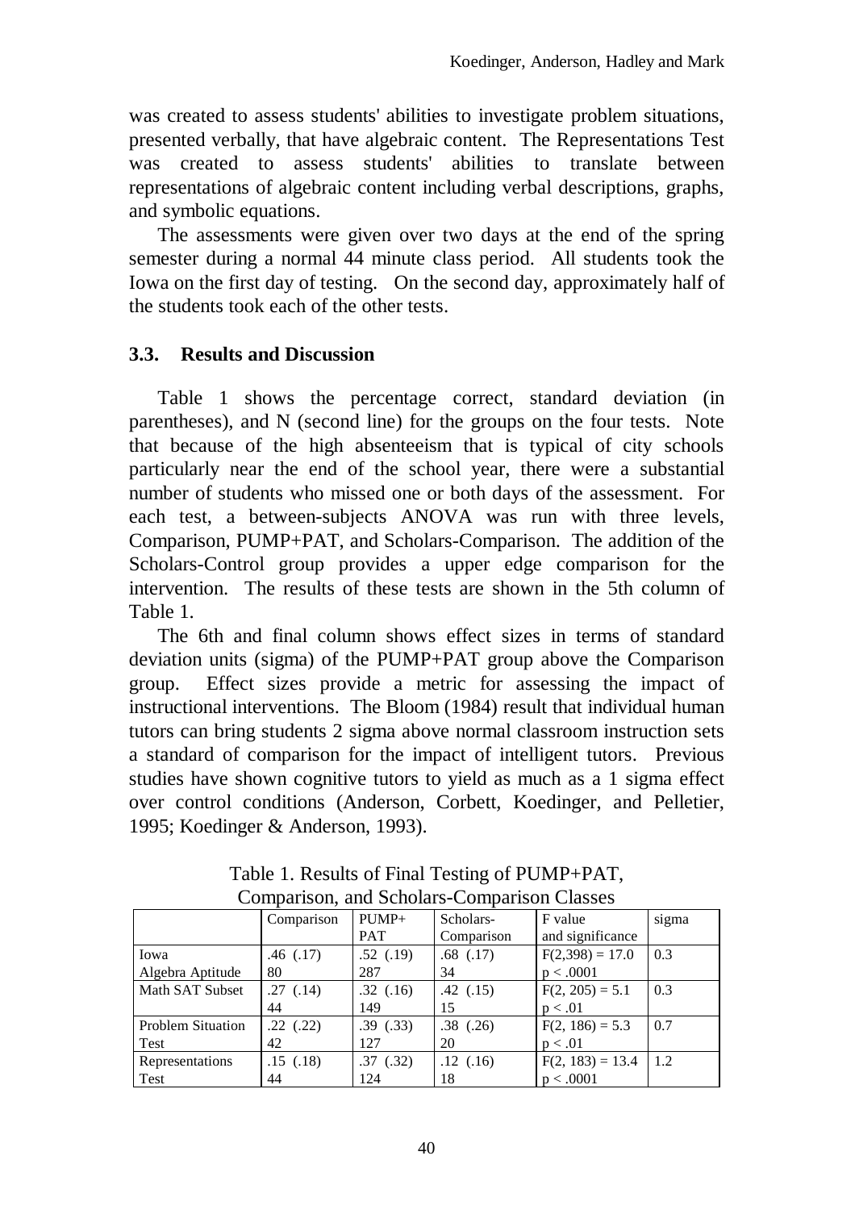was created to assess students' abilities to investigate problem situations, presented verbally, that have algebraic content. The Representations Test was created to assess students' abilities to translate between representations of algebraic content including verbal descriptions, graphs, and symbolic equations.

The assessments were given over two days at the end of the spring semester during a normal 44 minute class period. All students took the Iowa on the first day of testing. On the second day, approximately half of the students took each of the other tests.

### 3.3. Results and Discussion

Table 1 shows the percentage correct, standard deviation (in parentheses), and N (second line) for the groups on the four tests. Note that because of the high absenteeism that is typical of city schools particularly near the end of the school year, there were a substantial number of students who missed one or both days of the assessment. For each test, a between-subjects ANOVA was run with three levels, Comparison, PUMP+PAT, and Scholars-Comparison. The addition of the Scholars-Control group provides a upper edge comparison for the intervention. The results of these tests are shown in the 5th column of Table 1.

The 6th and final column shows effect sizes in terms of standard deviation units (sigma) of the PUMP+PAT group above the Comparison group. Effect sizes provide a metric for assessing the impact of instructional interventions. The Bloom (1984) result that individual human tutors can bring students 2 sigma above normal classroom instruction sets a standard of comparison for the impact of intelligent tutors. Previous studies have shown cognitive tutors to yield as much as a 1 sigma effect over control conditions (Anderson, Corbett, Koedinger, and Pelletier, 1995; Koedinger & Anderson, 1993).

Table 1. Results of Final Testing of PUMP+PAT, Comparison, and Scholars-Comparison Classes

| | Comparison | PUMP+ PAT | Scholars-Comparison | F value and significance | sigma |
|---|---|---|---|---|---|
| Iowa Algebra Aptitude | .46 (.17)<br>80 | .52 (.19)<br>287 | .68 (.17)<br>34 | $F(2,398) = 17.0$<br>$p < .0001$ | 0.3 |
| Math SAT Subset | .27 (.14)<br>44 | .32 (.16)<br>149 | .42 (.15)<br>15 | $F(2, 205) = 5.1$<br>$p < .01$ | 0.3 |
| Problem Situation Test | .22 (.22)<br>42 | .39 (.33)<br>127 | .38 (.26)<br>20 | $F(2, 186) = 5.3$<br>$p < .01$ | 0.7 |
| Representations Test | .15 (.18)<br>44 | .37 (.32)<br>124 | .12 (.16)<br>18 | $F(2, 183) = 13.4$<br>$p < .0001$ | 1.2 |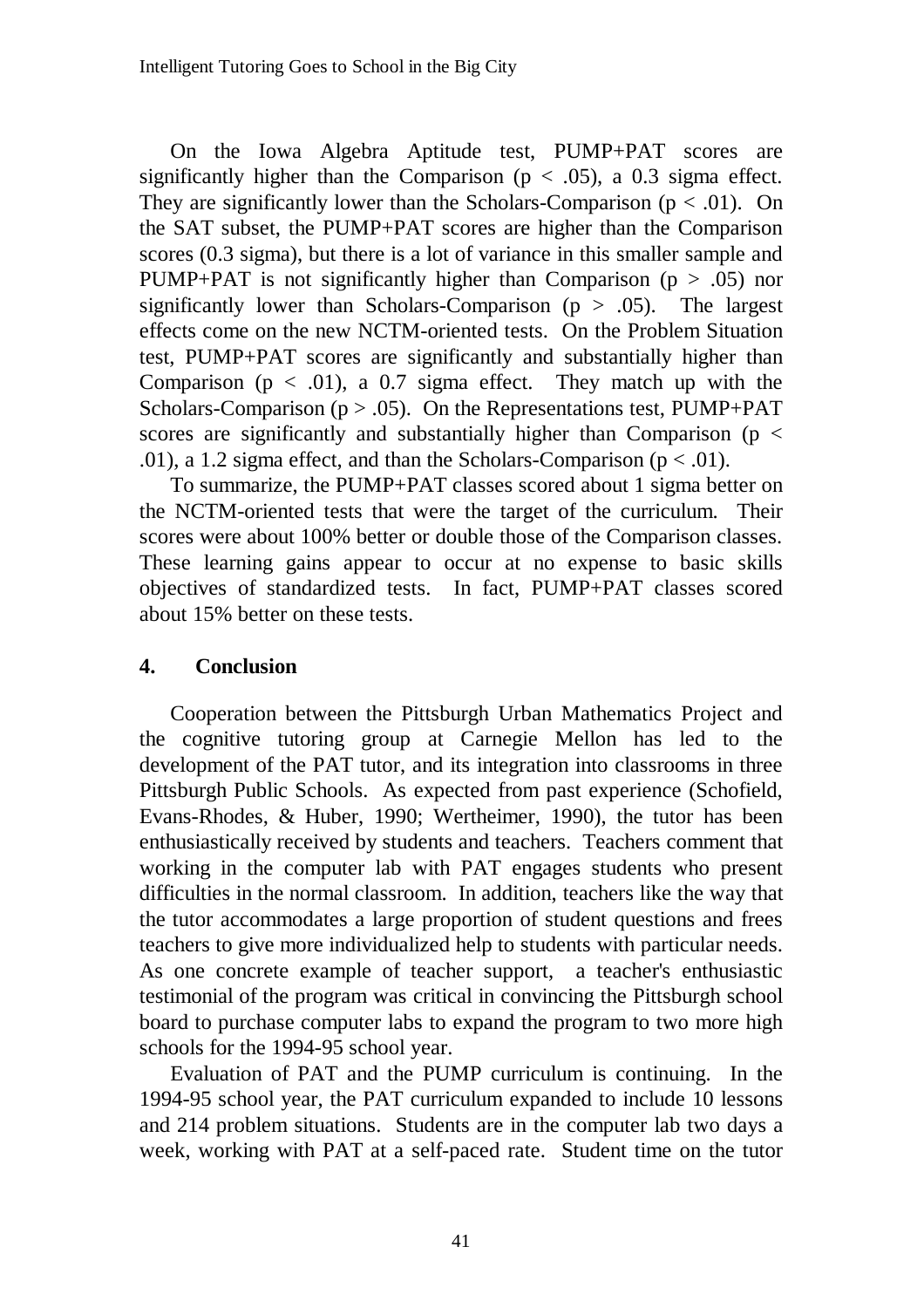On the Iowa Algebra Aptitude test, PUMP+PAT scores are significantly higher than the Comparison ($p < .05$), a 0.3 sigma effect. They are significantly lower than the Scholars-Comparison ($p < .01$). On the SAT subset, the PUMP+PAT scores are higher than the Comparison scores (0.3 sigma), but there is a lot of variance in this smaller sample and PUMP+PAT is not significantly higher than Comparison ($p > .05$) nor significantly lower than Scholars-Comparison ($p > .05$). The largest effects come on the new NCTM-oriented tests. On the Problem Situation test, PUMP+PAT scores are significantly and substantially higher than Comparison ($p < .01$), a 0.7 sigma effect. They match up with the Scholars-Comparison ($p > .05$). On the Representations test, PUMP+PAT scores are significantly and substantially higher than Comparison ($p < .01$), a 1.2 sigma effect, and than the Scholars-Comparison ($p < .01$).

To summarize, the PUMP+PAT classes scored about 1 sigma better on the NCTM-oriented tests that were the target of the curriculum. Their scores were about 100% better or double those of the Comparison classes. These learning gains appear to occur at no expense to basic skills objectives of standardized tests. In fact, PUMP+PAT classes scored about 15% better on these tests.

## 4. Conclusion

Cooperation between the Pittsburgh Urban Mathematics Project and the cognitive tutoring group at Carnegie Mellon has led to the development of the PAT tutor, and its integration into classrooms in three Pittsburgh Public Schools. As expected from past experience (Schofield, Evans-Rhodes, & Huber, 1990; Wertheimer, 1990), the tutor has been enthusiastically received by students and teachers. Teachers comment that working in the computer lab with PAT engages students who present difficulties in the normal classroom. In addition, teachers like the way that the tutor accommodates a large proportion of student questions and frees teachers to give more individualized help to students with particular needs. As one concrete example of teacher support, a teacher's enthusiastic testimonial of the program was critical in convincing the Pittsburgh school board to purchase computer labs to expand the program to two more high schools for the 1994-95 school year.

Evaluation of PAT and the PUMP curriculum is continuing. In the 1994-95 school year, the PAT curriculum expanded to include 10 lessons and 214 problem situations. Students are in the computer lab two days a week, working with PAT at a self-paced rate. Student time on the tutor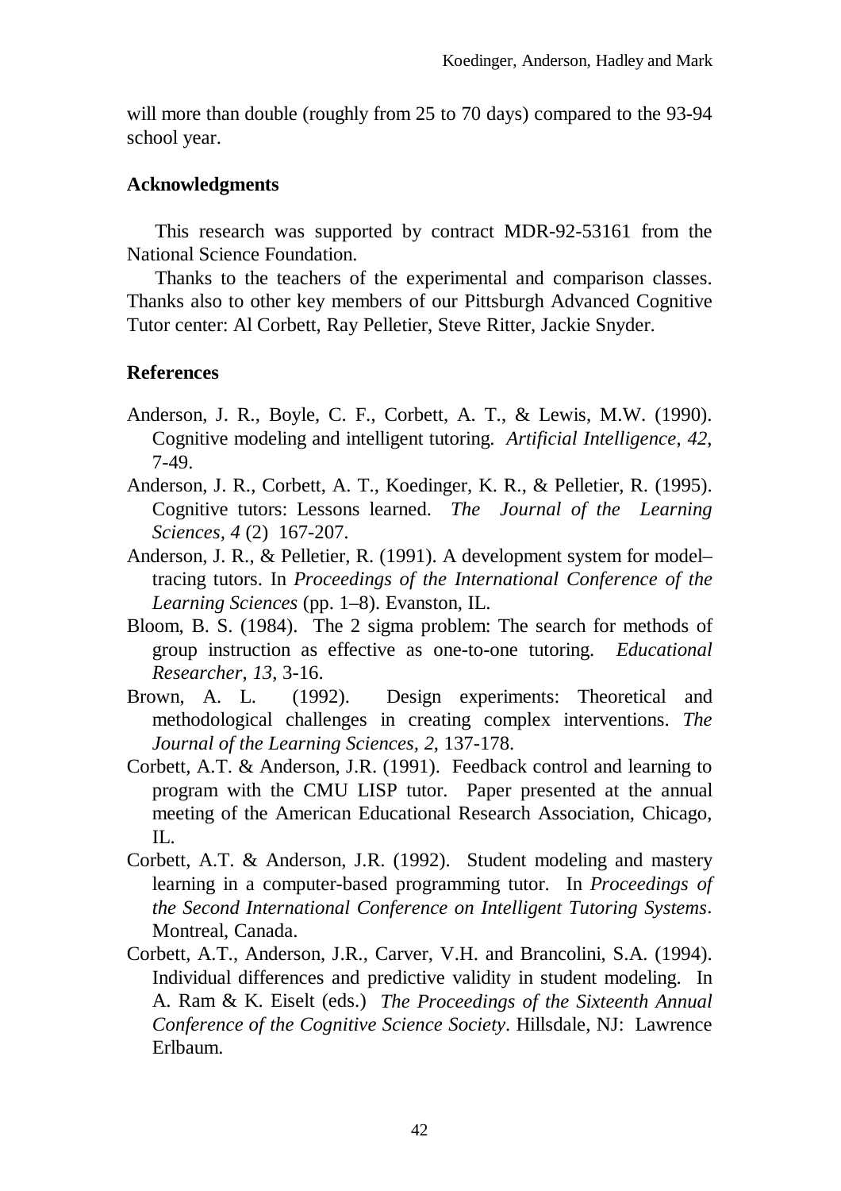will more than double (roughly from 25 to 70 days) compared to the 93-94 school year.

## Acknowledgments

This research was supported by contract MDR-92-53161 from the National Science Foundation.

Thanks to the teachers of the experimental and comparison classes. Thanks also to other key members of our Pittsburgh Advanced Cognitive Tutor center: Al Corbett, Ray Pelletier, Steve Ritter, Jackie Snyder.

## References

Anderson, J. R., Boyle, C. F., Corbett, A. T., & Lewis, M.W. (1990). Cognitive modeling and intelligent tutoring. *Artificial Intelligence, 42,* 7-49.

Anderson, J. R., Corbett, A. T., Koedinger, K. R., & Pelletier, R. (1995). Cognitive tutors: Lessons learned. *The Journal of the Learning Sciences, 4* (2) 167-207.

Anderson, J. R., & Pelletier, R. (1991). A development system for model–tracing tutors. In *Proceedings of the International Conference of the Learning Sciences* (pp. 1–8). Evanston, IL.

Bloom, B. S. (1984). The 2 sigma problem: The search for methods of group instruction as effective as one-to-one tutoring. *Educational Researcher, 13,* 3-16.

Brown, A. L. (1992). Design experiments: Theoretical and methodological challenges in creating complex interventions. *The Journal of the Learning Sciences, 2*, 137-178.

Corbett, A.T. & Anderson, J.R. (1991). Feedback control and learning to program with the CMU LISP tutor. Paper presented at the annual meeting of the American Educational Research Association, Chicago, IL.

Corbett, A.T. & Anderson, J.R. (1992). Student modeling and mastery learning in a computer-based programming tutor. In *Proceedings of the Second International Conference on Intelligent Tutoring Systems*. Montreal, Canada.

Corbett, A.T., Anderson, J.R., Carver, V.H. and Brancolini, S.A. (1994). Individual differences and predictive validity in student modeling. In A. Ram & K. Eiselt (eds.) *The Proceedings of the Sixteenth Annual Conference of the Cognitive Science Society*. Hillsdale, NJ: Lawrence Erlbaum.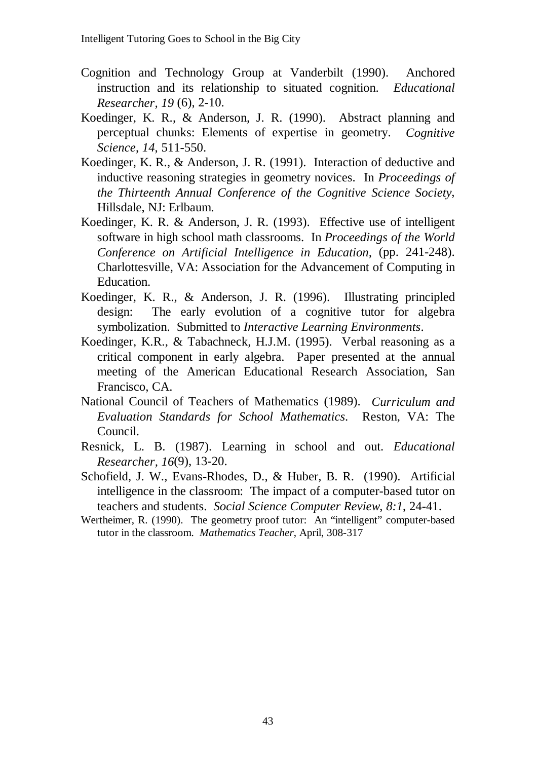Cognition and Technology Group at Vanderbilt (1990). Anchored instruction and its relationship to situated cognition. *Educational Researcher, 19* (6), 2-10.

Koedinger, K. R., & Anderson, J. R. (1990). Abstract planning and perceptual chunks: Elements of expertise in geometry. *Cognitive Science*, *14*, 511-550.

Koedinger, K. R., & Anderson, J. R. (1991). Interaction of deductive and inductive reasoning strategies in geometry novices. In *Proceedings of the Thirteenth Annual Conference of the Cognitive Science Society,* Hillsdale, NJ: Erlbaum.

Koedinger, K. R. & Anderson, J. R. (1993). Effective use of intelligent software in high school math classrooms. In *Proceedings of the World Conference on Artificial Intelligence in Education,* (pp. 241-248). Charlottesville, VA: Association for the Advancement of Computing in Education.

Koedinger, K. R., & Anderson, J. R. (1996). Illustrating principled design: The early evolution of a cognitive tutor for algebra symbolization. Submitted to *Interactive Learning Environments*.

Koedinger, K.R., & Tabachneck, H.J.M. (1995). Verbal reasoning as a critical component in early algebra. Paper presented at the annual meeting of the American Educational Research Association, San Francisco, CA.

National Council of Teachers of Mathematics (1989). *Curriculum and Evaluation Standards for School Mathematics*. Reston, VA: The Council.

Resnick, L. B. (1987). Learning in school and out. *Educational Researcher, 16*(9), 13-20.

Schofield, J. W., Evans-Rhodes, D., & Huber, B. R. (1990). Artificial intelligence in the classroom: The impact of a computer-based tutor on teachers and students. *Social Science Computer Review, 8:1*, 24-41.

Wertheimer, R. (1990). The geometry proof tutor: An "intelligent" computer-based tutor in the classroom. *Mathematics Teacher*, April, 308-317